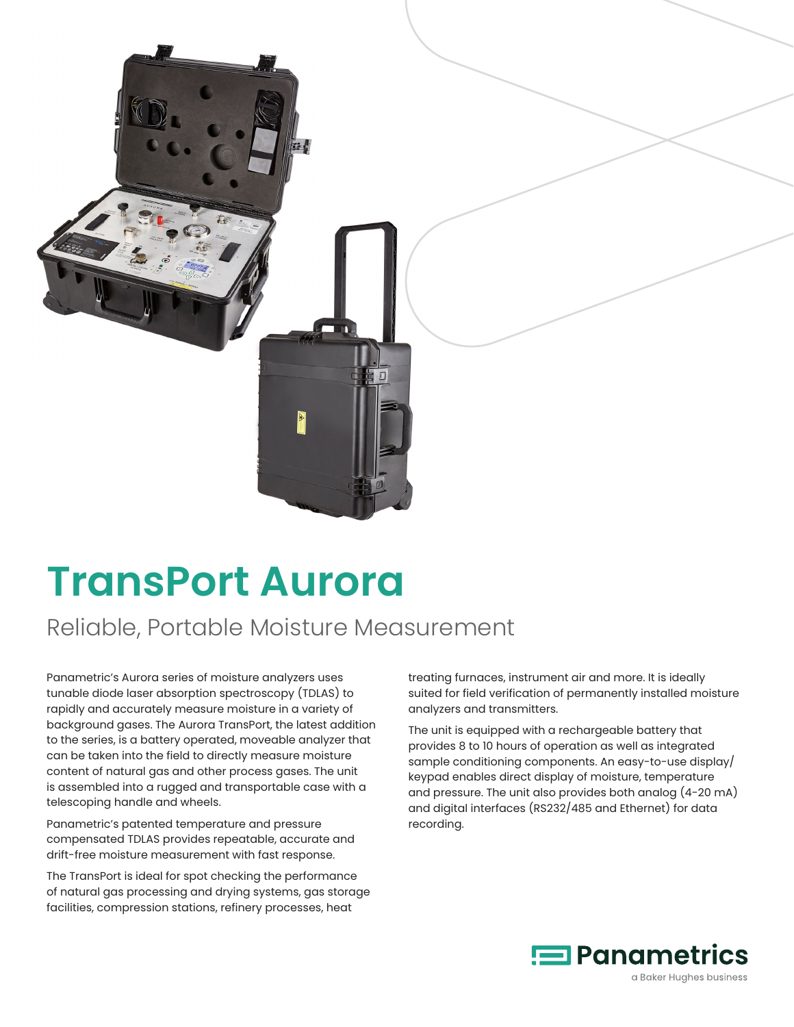# TransPort Aurora

## Reliable, Portable Moisture Measurement

Panametric's Aurora series of moisture analyzers uses tunable diode laser absorption spectroscopy (TDLAS) to rapidly and accurately measure moisture in a variety of background gases. The Aurora TransPort, the latest addition to the series, is a battery operated, moveable analyzer that can be taken into the field to directly measure moisture content of natural gas and other process gases. The unit is assembled into a rugged and transportable case with a telescoping handle and wheels.

Panametric's patented temperature and pressure compensated TDLAS provides repeatable, accurate and drift-free moisture measurement with fast response.

The TransPort is ideal for spot checking the performance of natural gas processing and drying systems, gas storage facilities, compression stations, refinery processes, heat treating furnaces, instrument air and more. It is ideally suited for field verification of permanently installed moisture analyzers and transmitters.

The unit is equipped with a rechargeable battery that provides 8 to 10 hours of operation as well as integrated sample conditioning components. An easy-to-use display/keypad enables direct display of moisture, temperature and pressure. The unit also provides both analog (4-20 mA) and digital interfaces (RS232/485 and Ethernet) for data recording.

Panametrics
a Baker Hughes business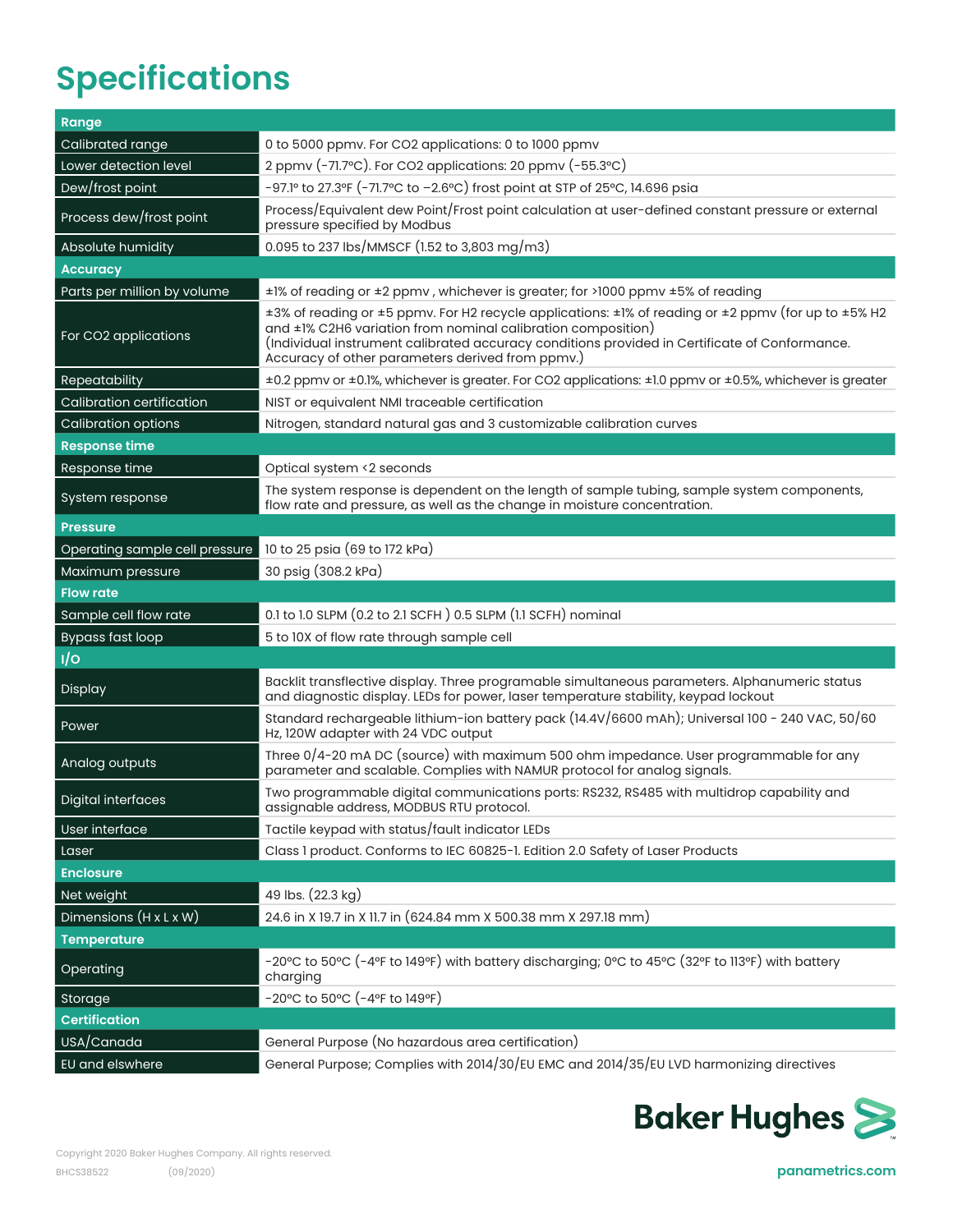# Specifications

| | |
|---|---|
| **Range** | |
| Calibrated range | 0 to 5000 ppmv. For $CO_2$ applications: 0 to 1000 ppmv |
| Lower detection level | 2 ppmv (-71.7°C). For $CO_2$ applications: 20 ppmv (-55.3°C) |
| Dew/frost point | -97.1° to 27.3°F (-71.7°C to −2.6°C) frost point at STP of 25°C, 14.696 psia |
| Process dew/frost point | Process/Equivalent dew Point/Frost point calculation at user-defined constant pressure or external pressure specified by Modbus |
| Absolute humidity | 0.095 to 237 lbs/MMSCF (1.52 to 3,803 mg/m3) |
| **Accuracy** | |
| Parts per million by volume | ±1% of reading or ±2 ppmv , whichever is greater; for >1000 ppmv ±5% of reading |
| For $CO_2$ applications | ±3% of reading or ±5 ppmv. For $H_2$ recycle applications: ±1% of reading or ±2 ppmv (for up to ±5% $H_2$ and ±1% $C_2H_6$ variation from nominal calibration composition) (Individual instrument calibrated accuracy conditions provided in Certificate of Conformance. Accuracy of other parameters derived from ppmv.) |
| Repeatability | ±0.2 ppmv or ±0.1%, whichever is greater. For $CO_2$ applications: ±1.0 ppmv or ±0.5%, whichever is greater |
| Calibration certification | NIST or equivalent NMI traceable certification |
| Calibration options | Nitrogen, standard natural gas and 3 customizable calibration curves |
| **Response time** | |
| Response time | Optical system <2 seconds |
| System response | The system response is dependent on the length of sample tubing, sample system components, flow rate and pressure, as well as the change in moisture concentration. |
| **Pressure** | |
| Operating sample cell pressure | 10 to 25 psia (69 to 172 kPa) |
| Maximum pressure | 30 psig (308.2 kPa) |
| **Flow rate** | |
| Sample cell flow rate | 0.1 to 1.0 SLPM (0.2 to 2.1 SCFH ) 0.5 SLPM (1.1 SCFH) nominal |
| Bypass fast loop | 5 to 10X of flow rate through sample cell |
| **I/O** | |
| Display | Backlit transflective display. Three programable simultaneous parameters. Alphanumeric status and diagnostic display. LEDs for power, laser temperature stability, keypad lockout |
| Power | Standard rechargeable lithium-ion battery pack (14.4V/6600 mAh); Universal 100 - 240 VAC, 50/60 Hz, 120W adapter with 24 VDC output |
| Analog outputs | Three 0/4-20 mA DC (source) with maximum 500 ohm impedance. User programmable for any parameter and scalable. Complies with NAMUR protocol for analog signals. |
| Digital interfaces | Two programmable digital communications ports: RS232, RS485 with multidrop capability and assignable address, MODBUS RTU protocol. |
| User interface | Tactile keypad with status/fault indicator LEDs |
| Laser | Class 1 product. Conforms to IEC 60825-1. Edition 2.0 Safety of Laser Products |
| **Enclosure** | |
| Net weight | 49 lbs. (22.3 kg) |
| Dimensions (H x L x W) | 24.6 in X 19.7 in X 11.7 in (624.84 mm X 500.38 mm X 297.18 mm) |
| **Temperature** | |
| Operating | -20°C to 50°C (-4°F to 149°F) with battery discharging; 0°C to 45°C (32°F to 113°F) with battery charging |
| Storage | -20°C to 50°C (-4°F to 149°F) |
| **Certification** | |
| USA/Canada | General Purpose (No hazardous area certification) |
| EU and elswhere | General Purpose; Complies with 2014/30/EU EMC and 2014/35/EU LVD harmonizing directives |

Baker Hughes

Copyright 2020 Baker Hughes Company. All rights reserved.

BHCS38522 (09/2020)

panametrics.com